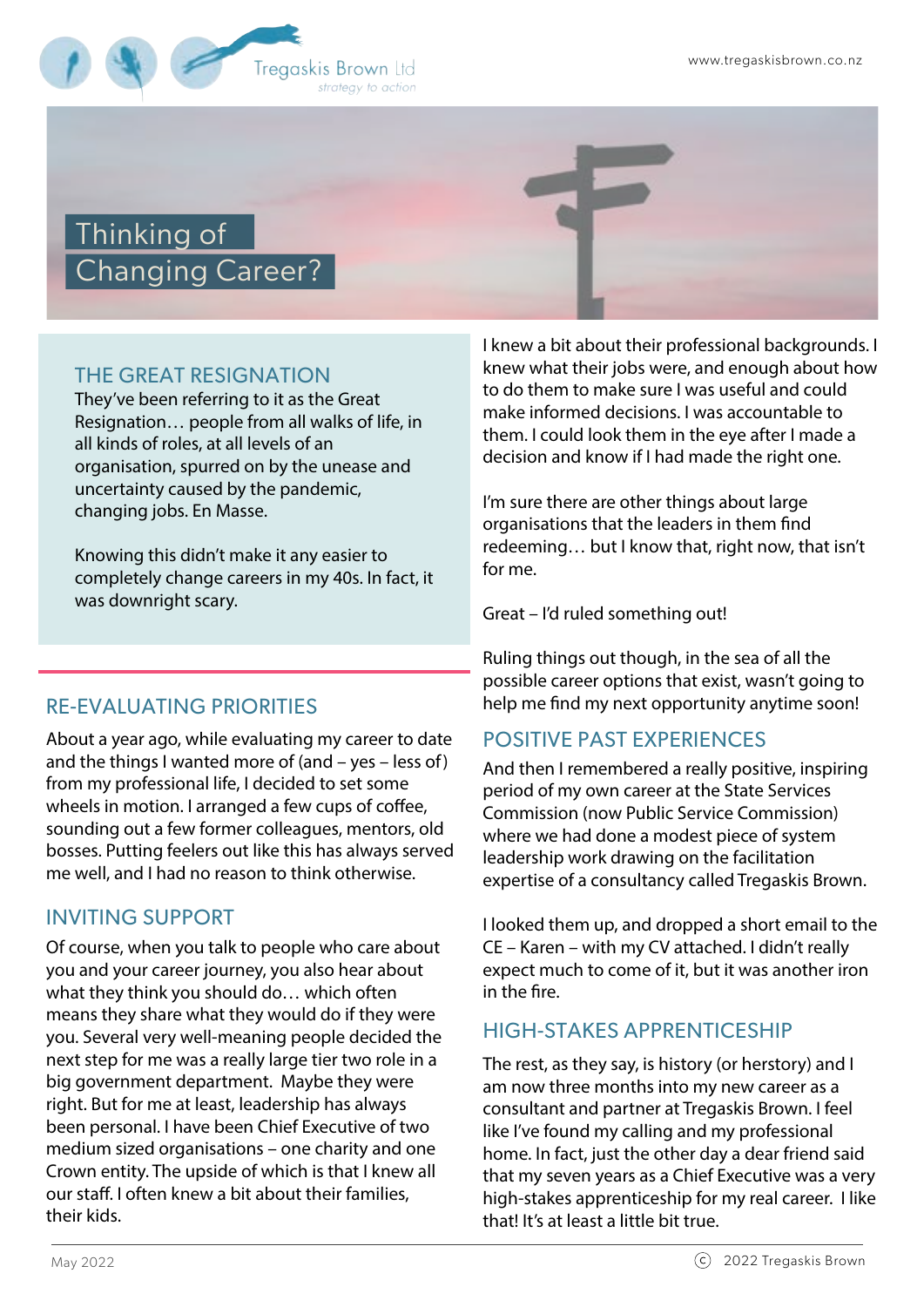Tregaskis Brown Ltd
*strategy to action*

www.tregaskisbrown.co.nz

# Thinking of Changing Career?

## THE GREAT RESIGNATION

They've been referring to it as the Great Resignation… people from all walks of life, in all kinds of roles, at all levels of an organisation, spurred on by the unease and uncertainty caused by the pandemic, changing jobs. En Masse.

Knowing this didn't make it any easier to completely change careers in my 40s. In fact, it was downright scary.

## RE-EVALUATING PRIORITIES

About a year ago, while evaluating my career to date and the things I wanted more of (and – yes – less of) from my professional life, I decided to set some wheels in motion. I arranged a few cups of coffee, sounding out a few former colleagues, mentors, old bosses. Putting feelers out like this has always served me well, and I had no reason to think otherwise.

## INVITING SUPPORT

Of course, when you talk to people who care about you and your career journey, you also hear about what they think you should do… which often means they share what they would do if they were you. Several very well-meaning people decided the next step for me was a really large tier two role in a big government department. Maybe they were right. But for me at least, leadership has always been personal. I have been Chief Executive of two medium sized organisations – one charity and one Crown entity. The upside of which is that I knew all our staff. I often knew a bit about their families, their kids. I knew a bit about their professional backgrounds. I knew what their jobs were, and enough about how to do them to make sure I was useful and could make informed decisions. I was accountable to them. I could look them in the eye after I made a decision and know if I had made the right one.

I'm sure there are other things about large organisations that the leaders in them find redeeming… but I know that, right now, that isn't for me.

Great – I'd ruled something out!

Ruling things out though, in the sea of all the possible career options that exist, wasn't going to help me find my next opportunity anytime soon!

## POSITIVE PAST EXPERIENCES

And then I remembered a really positive, inspiring period of my own career at the State Services Commission (now Public Service Commission) where we had done a modest piece of system leadership work drawing on the facilitation expertise of a consultancy called Tregaskis Brown.

I looked them up, and dropped a short email to the CE – Karen – with my CV attached. I didn't really expect much to come of it, but it was another iron in the fire.

## HIGH-STAKES APPRENTICESHIP

The rest, as they say, is history (or herstory) and I am now three months into my new career as a consultant and partner at Tregaskis Brown. I feel like I've found my calling and my professional home. In fact, just the other day a dear friend said that my seven years as a Chief Executive was a very high-stakes apprenticeship for my real career. I like that! It's at least a little bit true.

May 2022 © 2022 Tregaskis Brown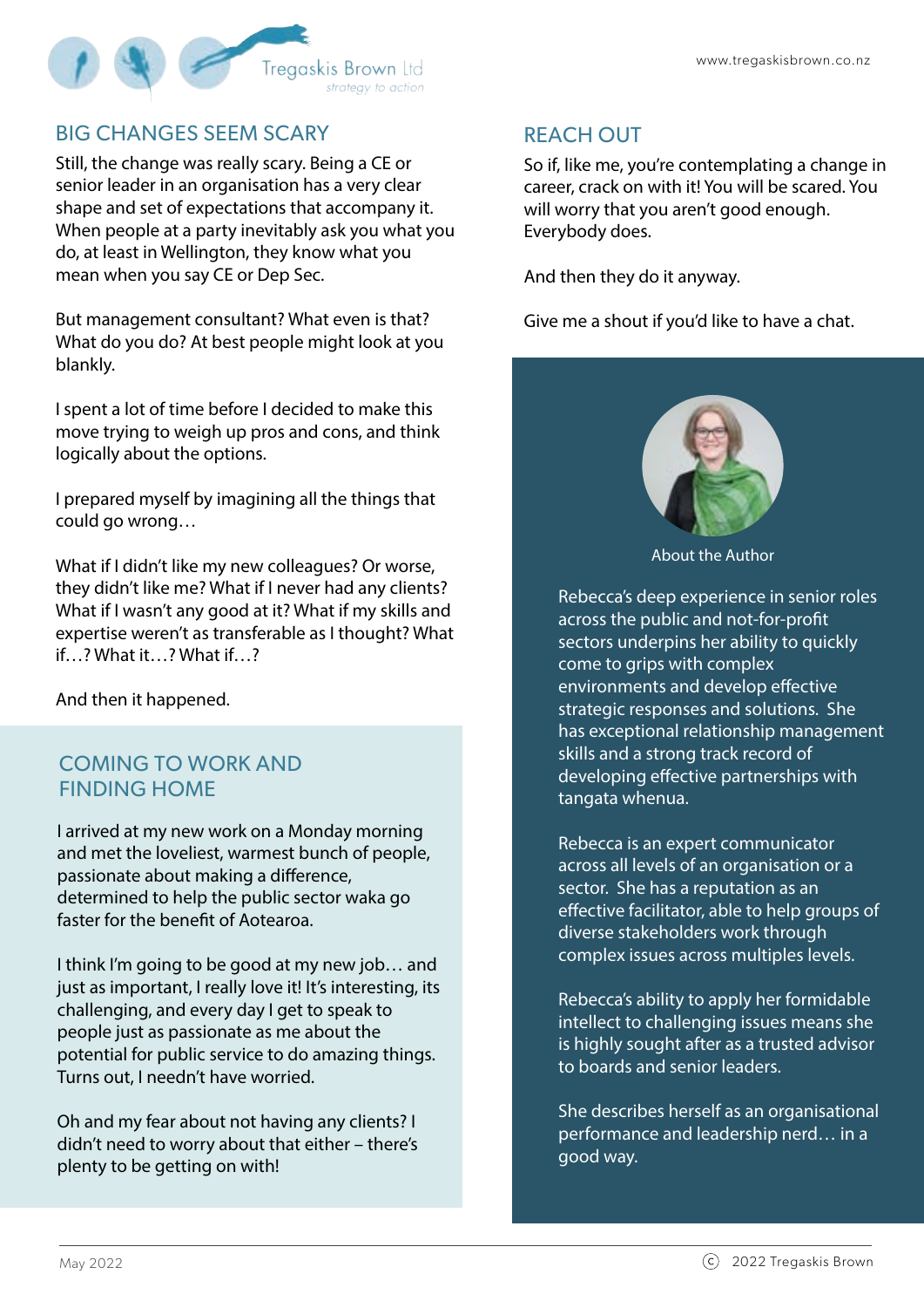## BIG CHANGES SEEM SCARY

Still, the change was really scary. Being a CE or senior leader in an organisation has a very clear shape and set of expectations that accompany it. When people at a party inevitably ask you what you do, at least in Wellington, they know what you mean when you say CE or Dep Sec.

But management consultant? What even is that? What do you do? At best people might look at you blankly.

I spent a lot of time before I decided to make this move trying to weigh up pros and cons, and think logically about the options.

I prepared myself by imagining all the things that could go wrong…

What if I didn't like my new colleagues? Or worse, they didn't like me? What if I never had any clients? What if I wasn't any good at it? What if my skills and expertise weren't as transferable as I thought? What if…? What it…? What if…?

And then it happened.

## COMING TO WORK AND FINDING HOME

I arrived at my new work on a Monday morning and met the loveliest, warmest bunch of people, passionate about making a difference, determined to help the public sector waka go faster for the benefit of Aotearoa.

I think I'm going to be good at my new job… and just as important, I really love it! It's interesting, its challenging, and every day I get to speak to people just as passionate as me about the potential for public service to do amazing things. Turns out, I needn't have worried.

Oh and my fear about not having any clients? I didn't need to worry about that either – there's plenty to be getting on with!

## REACH OUT

So if, like me, you're contemplating a change in career, crack on with it! You will be scared. You will worry that you aren't good enough. Everybody does.

And then they do it anyway.

Give me a shout if you'd like to have a chat.

About the Author

Rebecca's deep experience in senior roles across the public and not-for-profit sectors underpins her ability to quickly come to grips with complex environments and develop effective strategic responses and solutions. She has exceptional relationship management skills and a strong track record of developing effective partnerships with tangata whenua.

Rebecca is an expert communicator across all levels of an organisation or a sector. She has a reputation as an effective facilitator, able to help groups of diverse stakeholders work through complex issues across multiples levels.

Rebecca's ability to apply her formidable intellect to challenging issues means she is highly sought after as a trusted advisor to boards and senior leaders.

She describes herself as an organisational performance and leadership nerd… in a good way.